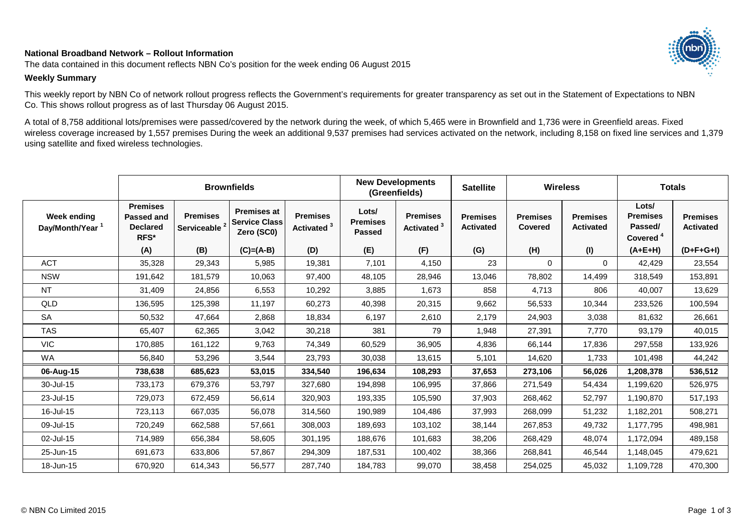**National Broadband Network – Rollout Information**

The data contained in this document reflects NBN Co's position for the week ending 06 August 2015

**Weekly Summary**

This weekly report by NBN Co of network rollout progress reflects the Government's requirements for greater transparency as set out in the Statement of Expectations to NBN Co. This shows rollout progress as of last Thursday 06 August 2015.

A total of 8,758 additional lots/premises were passed/covered by the network during the week, of which 5,465 were in Brownfield and 1,736 were in Greenfield areas. Fixed wireless coverage increased by 1,557 premises During the week an additional 9,537 premises had services activated on the network, including 8,158 on fixed line services and 1,379 using satellite and fixed wireless technologies.

| | Brownfields | | | | New Developments (Greenfields) | | Satellite | Wireless | | Totals | |
|---|---|---|---|---|---|---|---|---|---|---|---|
| Week ending Day/Month/Year [1] | Premises Passed and Declared RFS* | Premises Serviceable [2] | Premises at Service Class Zero (SC0) | Premises Activated [3] | Lots/ Premises Passed | Premises Activated [3] | Premises Activated | Premises Covered | Premises Activated | Lots/ Premises Passed/ Covered [4] | Premises Activated |
| | (A) | (B) | (C)=(A-B) | (D) | (E) | (F) | (G) | (H) | (I) | (A+E+H) | (D+F+G+I) |
| ACT | 35,328 | 29,343 | 5,985 | 19,381 | 7,101 | 4,150 | 23 | 0 | 0 | 42,429 | 23,554 |
| NSW | 191,642 | 181,579 | 10,063 | 97,400 | 48,105 | 28,946 | 13,046 | 78,802 | 14,499 | 318,549 | 153,891 |
| NT | 31,409 | 24,856 | 6,553 | 10,292 | 3,885 | 1,673 | 858 | 4,713 | 806 | 40,007 | 13,629 |
| QLD | 136,595 | 125,398 | 11,197 | 60,273 | 40,398 | 20,315 | 9,662 | 56,533 | 10,344 | 233,526 | 100,594 |
| SA | 50,532 | 47,664 | 2,868 | 18,834 | 6,197 | 2,610 | 2,179 | 24,903 | 3,038 | 81,632 | 26,661 |
| TAS | 65,407 | 62,365 | 3,042 | 30,218 | 381 | 79 | 1,948 | 27,391 | 7,770 | 93,179 | 40,015 |
| VIC | 170,885 | 161,122 | 9,763 | 74,349 | 60,529 | 36,905 | 4,836 | 66,144 | 17,836 | 297,558 | 133,926 |
| WA | 56,840 | 53,296 | 3,544 | 23,793 | 30,038 | 13,615 | 5,101 | 14,620 | 1,733 | 101,498 | 44,242 |
| **06-Aug-15** | **738,638** | **685,623** | **53,015** | **334,540** | **196,634** | **108,293** | **37,653** | **273,106** | **56,026** | **1,208,378** | **536,512** |
| 30-Jul-15 | 733,173 | 679,376 | 53,797 | 327,680 | 194,898 | 106,995 | 37,866 | 271,549 | 54,434 | 1,199,620 | 526,975 |
| 23-Jul-15 | 729,073 | 672,459 | 56,614 | 320,903 | 193,335 | 105,590 | 37,903 | 268,462 | 52,797 | 1,190,870 | 517,193 |
| 16-Jul-15 | 723,113 | 667,035 | 56,078 | 314,560 | 190,989 | 104,486 | 37,993 | 268,099 | 51,232 | 1,182,201 | 508,271 |
| 09-Jul-15 | 720,249 | 662,588 | 57,661 | 308,003 | 189,693 | 103,102 | 38,144 | 267,853 | 49,732 | 1,177,795 | 498,981 |
| 02-Jul-15 | 714,989 | 656,384 | 58,605 | 301,195 | 188,676 | 101,683 | 38,206 | 268,429 | 48,074 | 1,172,094 | 489,158 |
| 25-Jun-15 | 691,673 | 633,806 | 57,867 | 294,309 | 187,531 | 100,402 | 38,366 | 268,841 | 46,544 | 1,148,045 | 479,621 |
| 18-Jun-15 | 670,920 | 614,343 | 56,577 | 287,740 | 184,783 | 99,070 | 38,458 | 254,025 | 45,032 | 1,109,728 | 470,300 |

© NBN Co Limited 2015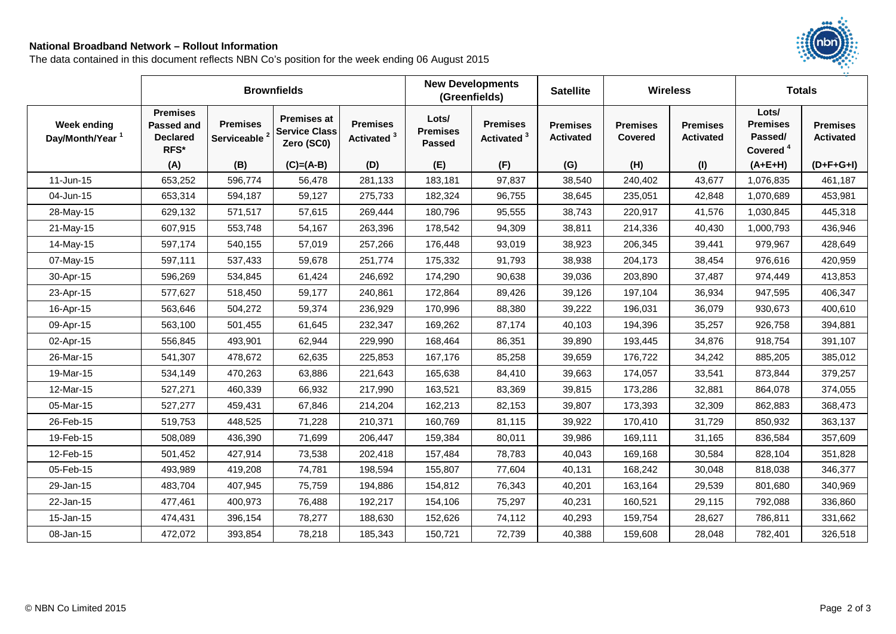**National Broadband Network – Rollout Information**

The data contained in this document reflects NBN Co's position for the week ending 06 August 2015

| | Brownfields | | | | New Developments (Greenfields) | | Satellite | Wireless | | Totals | |
|---|---|---|---|---|---|---|---|---|---|---|---|
| Week ending Day/Month/Year [1] | Premises Passed and Declared RFS* | Premises Serviceable [2] | Premises at Service Class Zero (SC0) | Premises Activated [3] | Lots/ Premises Passed | Premises Activated [3] | Premises Activated | Premises Covered | Premises Activated | Lots/ Premises Passed/ Covered [4] | Premises Activated |
| | (A) | (B) | (C)=(A-B) | (D) | (E) | (F) | (G) | (H) | (I) | (A+E+H) | (D+F+G+I) |
| 11-Jun-15 | 653,252 | 596,774 | 56,478 | 281,133 | 183,181 | 97,837 | 38,540 | 240,402 | 43,677 | 1,076,835 | 461,187 |
| 04-Jun-15 | 653,314 | 594,187 | 59,127 | 275,733 | 182,324 | 96,755 | 38,645 | 235,051 | 42,848 | 1,070,689 | 453,981 |
| 28-May-15 | 629,132 | 571,517 | 57,615 | 269,444 | 180,796 | 95,555 | 38,743 | 220,917 | 41,576 | 1,030,845 | 445,318 |
| 21-May-15 | 607,915 | 553,748 | 54,167 | 263,396 | 178,542 | 94,309 | 38,811 | 214,336 | 40,430 | 1,000,793 | 436,946 |
| 14-May-15 | 597,174 | 540,155 | 57,019 | 257,266 | 176,448 | 93,019 | 38,923 | 206,345 | 39,441 | 979,967 | 428,649 |
| 07-May-15 | 597,111 | 537,433 | 59,678 | 251,774 | 175,332 | 91,793 | 38,938 | 204,173 | 38,454 | 976,616 | 420,959 |
| 30-Apr-15 | 596,269 | 534,845 | 61,424 | 246,692 | 174,290 | 90,638 | 39,036 | 203,890 | 37,487 | 974,449 | 413,853 |
| 23-Apr-15 | 577,627 | 518,450 | 59,177 | 240,861 | 172,864 | 89,426 | 39,126 | 197,104 | 36,934 | 947,595 | 406,347 |
| 16-Apr-15 | 563,646 | 504,272 | 59,374 | 236,929 | 170,996 | 88,380 | 39,222 | 196,031 | 36,079 | 930,673 | 400,610 |
| 09-Apr-15 | 563,100 | 501,455 | 61,645 | 232,347 | 169,262 | 87,174 | 40,103 | 194,396 | 35,257 | 926,758 | 394,881 |
| 02-Apr-15 | 556,845 | 493,901 | 62,944 | 229,990 | 168,464 | 86,351 | 39,890 | 193,445 | 34,876 | 918,754 | 391,107 |
| 26-Mar-15 | 541,307 | 478,672 | 62,635 | 225,853 | 167,176 | 85,258 | 39,659 | 176,722 | 34,242 | 885,205 | 385,012 |
| 19-Mar-15 | 534,149 | 470,263 | 63,886 | 221,643 | 165,638 | 84,410 | 39,663 | 174,057 | 33,541 | 873,844 | 379,257 |
| 12-Mar-15 | 527,271 | 460,339 | 66,932 | 217,990 | 163,521 | 83,369 | 39,815 | 173,286 | 32,881 | 864,078 | 374,055 |
| 05-Mar-15 | 527,277 | 459,431 | 67,846 | 214,204 | 162,213 | 82,153 | 39,807 | 173,393 | 32,309 | 862,883 | 368,473 |
| 26-Feb-15 | 519,753 | 448,525 | 71,228 | 210,371 | 160,769 | 81,115 | 39,922 | 170,410 | 31,729 | 850,932 | 363,137 |
| 19-Feb-15 | 508,089 | 436,390 | 71,699 | 206,447 | 159,384 | 80,011 | 39,986 | 169,111 | 31,165 | 836,584 | 357,609 |
| 12-Feb-15 | 501,452 | 427,914 | 73,538 | 202,418 | 157,484 | 78,783 | 40,043 | 169,168 | 30,584 | 828,104 | 351,828 |
| 05-Feb-15 | 493,989 | 419,208 | 74,781 | 198,594 | 155,807 | 77,604 | 40,131 | 168,242 | 30,048 | 818,038 | 346,377 |
| 29-Jan-15 | 483,704 | 407,945 | 75,759 | 194,886 | 154,812 | 76,343 | 40,201 | 163,164 | 29,539 | 801,680 | 340,969 |
| 22-Jan-15 | 477,461 | 400,973 | 76,488 | 192,217 | 154,106 | 75,297 | 40,231 | 160,521 | 29,115 | 792,088 | 336,860 |
| 15-Jan-15 | 474,431 | 396,154 | 78,277 | 188,630 | 152,626 | 74,112 | 40,293 | 159,754 | 28,627 | 786,811 | 331,662 |
| 08-Jan-15 | 472,072 | 393,854 | 78,218 | 185,343 | 150,721 | 72,739 | 40,388 | 159,608 | 28,048 | 782,401 | 326,518 |

© NBN Co Limited 2015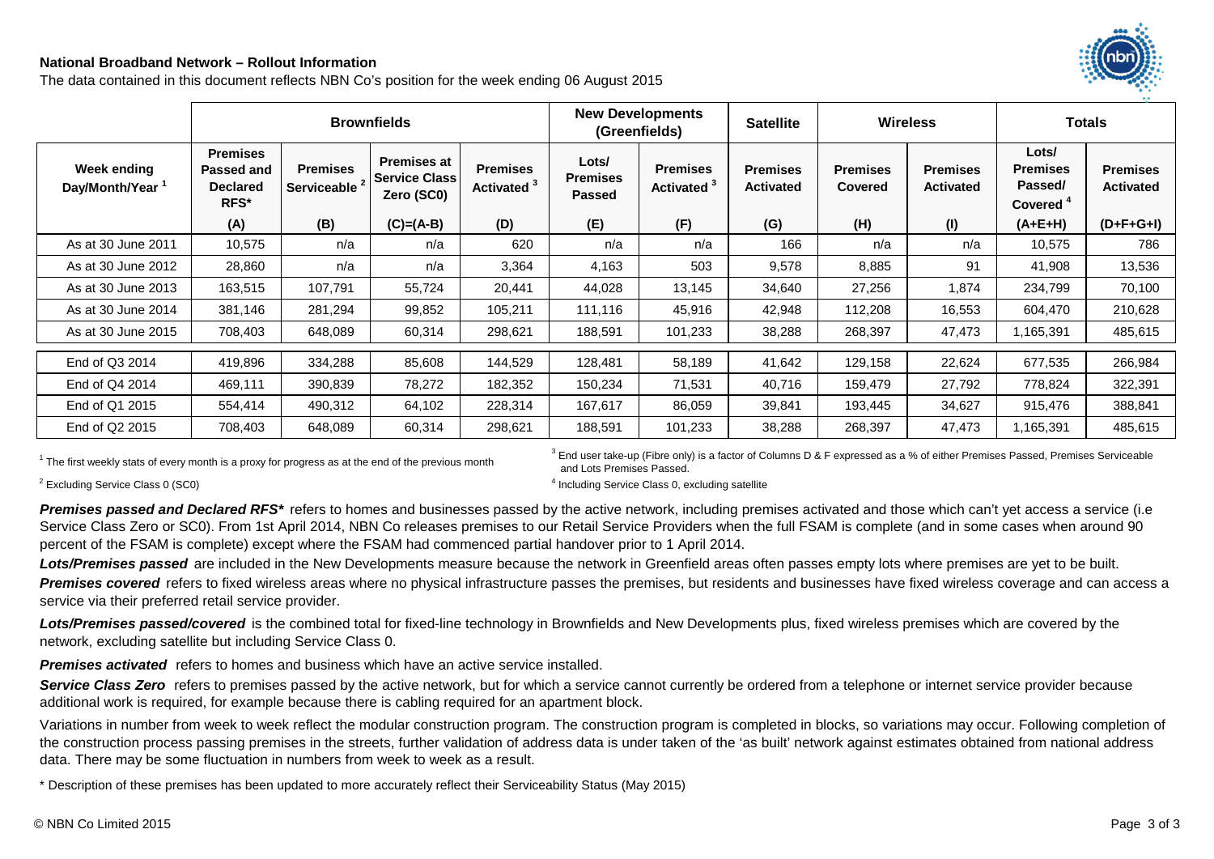**National Broadband Network – Rollout Information**

The data contained in this document reflects NBN Co's position for the week ending 06 August 2015

| | Brownfields | | | | New Developments (Greenfields) | | Satellite | Wireless | | Totals | |
|---|---|---|---|---|---|---|---|---|---|---|---|
| Week ending Day/Month/Year [1] | Premises Passed and Declared RFS* | Premises Serviceable [2] | Premises at Service Class Zero (SC0) | Premises Activated [3] | Lots/ Premises Passed | Premises Activated [3] | Premises Activated | Premises Covered | Premises Activated | Lots/ Premises Passed/ Covered [4] | Premises Activated |
| | (A) | (B) | (C)=(A-B) | (D) | (E) | (F) | (G) | (H) | (I) | (A+E+H) | (D+F+G+I) |
| As at 30 June 2011 | 10,575 | n/a | n/a | 620 | n/a | n/a | 166 | n/a | n/a | 10,575 | 786 |
| As at 30 June 2012 | 28,860 | n/a | n/a | 3,364 | 4,163 | 503 | 9,578 | 8,885 | 91 | 41,908 | 13,536 |
| As at 30 June 2013 | 163,515 | 107,791 | 55,724 | 20,441 | 44,028 | 13,145 | 34,640 | 27,256 | 1,874 | 234,799 | 70,100 |
| As at 30 June 2014 | 381,146 | 281,294 | 99,852 | 105,211 | 111,116 | 45,916 | 42,948 | 112,208 | 16,553 | 604,470 | 210,628 |
| As at 30 June 2015 | 708,403 | 648,089 | 60,314 | 298,621 | 188,591 | 101,233 | 38,288 | 268,397 | 47,473 | 1,165,391 | 485,615 |
| End of Q3 2014 | 419,896 | 334,288 | 85,608 | 144,529 | 128,481 | 58,189 | 41,642 | 129,158 | 22,624 | 677,535 | 266,984 |
| End of Q4 2014 | 469,111 | 390,839 | 78,272 | 182,352 | 150,234 | 71,531 | 40,716 | 159,479 | 27,792 | 778,824 | 322,391 |
| End of Q1 2015 | 554,414 | 490,312 | 64,102 | 228,314 | 167,617 | 86,059 | 39,841 | 193,445 | 34,627 | 915,476 | 388,841 |
| End of Q2 2015 | 708,403 | 648,089 | 60,314 | 298,621 | 188,591 | 101,233 | 38,288 | 268,397 | 47,473 | 1,165,391 | 485,615 |

[1] The first weekly stats of every month is a proxy for progress as at the end of the previous month

[2] Excluding Service Class 0 (SC0)

[3] End user take-up (Fibre only) is a factor of Columns D & F expressed as a % of either Premises Passed, Premises Serviceable and Lots Premises Passed.

[4] Including Service Class 0, excluding satellite

***Premises passed and Declared RFS**** refers to homes and businesses passed by the active network, including premises activated and those which can't yet access a service (i.e Service Class Zero or SC0). From 1st April 2014, NBN Co releases premises to our Retail Service Providers when the full FSAM is complete (and in some cases when around 90 percent of the FSAM is complete) except where the FSAM had commenced partial handover prior to 1 April 2014.

***Lots/Premises passed*** are included in the New Developments measure because the network in Greenfield areas often passes empty lots where premises are yet to be built.

***Premises covered*** refers to fixed wireless areas where no physical infrastructure passes the premises, but residents and businesses have fixed wireless coverage and can access a service via their preferred retail service provider.

***Lots/Premises passed/covered*** is the combined total for fixed-line technology in Brownfields and New Developments plus, fixed wireless premises which are covered by the network, excluding satellite but including Service Class 0.

***Premises activated*** refers to homes and business which have an active service installed.

***Service Class Zero*** refers to premises passed by the active network, but for which a service cannot currently be ordered from a telephone or internet service provider because additional work is required, for example because there is cabling required for an apartment block.

Variations in number from week to week reflect the modular construction program. The construction program is completed in blocks, so variations may occur. Following completion of the construction process passing premises in the streets, further validation of address data is under taken of the 'as built' network against estimates obtained from national address data. There may be some fluctuation in numbers from week to week as a result.

* Description of these premises has been updated to more accurately reflect their Serviceability Status (May 2015)

© NBN Co Limited 2015